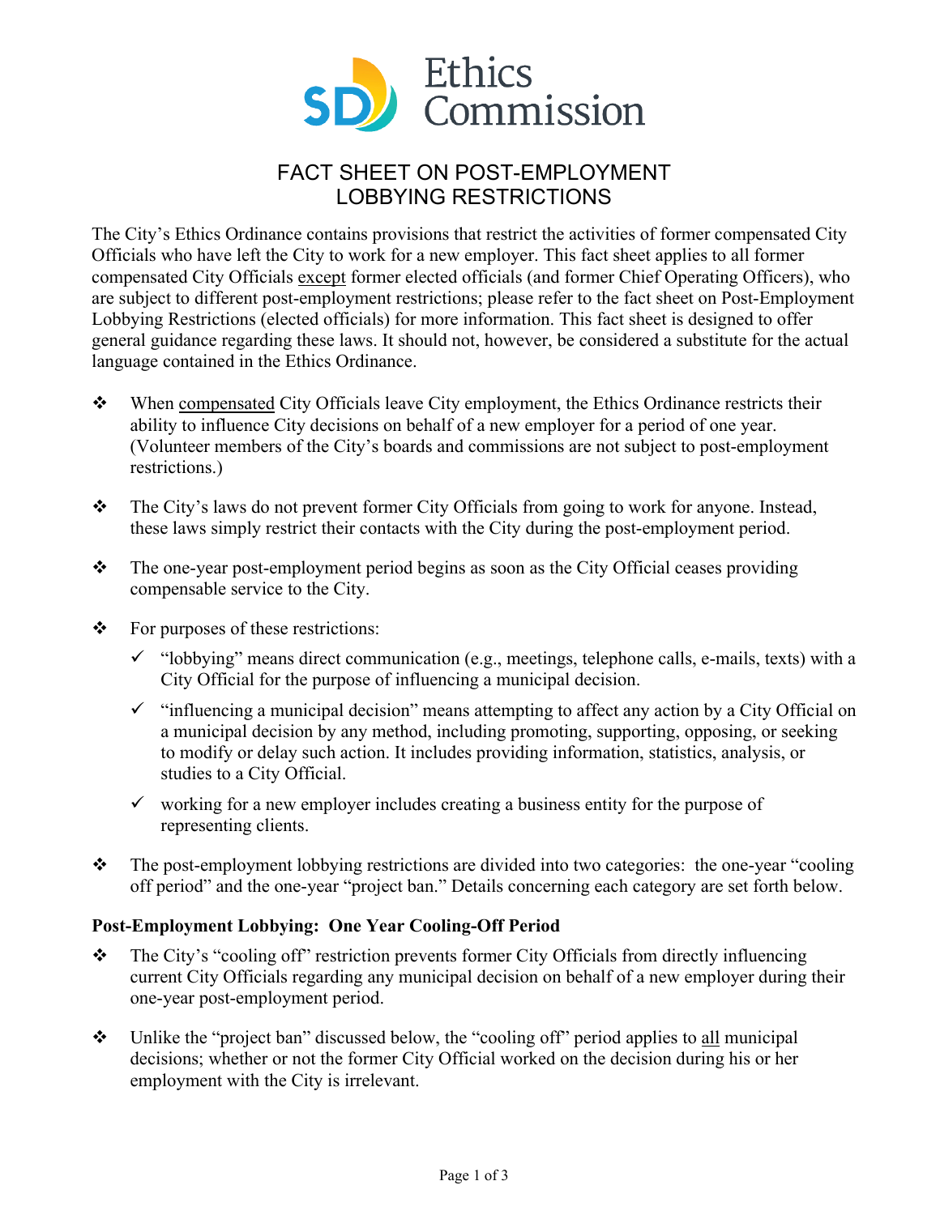Ethics Commission

# FACT SHEET ON POST-EMPLOYMENT LOBBYING RESTRICTIONS

The City's Ethics Ordinance contains provisions that restrict the activities of former compensated City Officials who have left the City to work for a new employer. This fact sheet applies to all former compensated City Officials except former elected officials (and former Chief Operating Officers), who are subject to different post-employment restrictions; please refer to the fact sheet on Post-Employment Lobbying Restrictions (elected officials) for more information. This fact sheet is designed to offer general guidance regarding these laws. It should not, however, be considered a substitute for the actual language contained in the Ethics Ordinance.

- When compensated City Officials leave City employment, the Ethics Ordinance restricts their ability to influence City decisions on behalf of a new employer for a period of one year. (Volunteer members of the City's boards and commissions are not subject to post-employment restrictions.)

- The City's laws do not prevent former City Officials from going to work for anyone. Instead, these laws simply restrict their contacts with the City during the post-employment period.

- The one-year post-employment period begins as soon as the City Official ceases providing compensable service to the City.

- For purposes of these restrictions:
  - ✓ "lobbying" means direct communication (e.g., meetings, telephone calls, e-mails, texts) with a City Official for the purpose of influencing a municipal decision.
  - ✓ "influencing a municipal decision" means attempting to affect any action by a City Official on a municipal decision by any method, including promoting, supporting, opposing, or seeking to modify or delay such action. It includes providing information, statistics, analysis, or studies to a City Official.
  - ✓ working for a new employer includes creating a business entity for the purpose of representing clients.

- The post-employment lobbying restrictions are divided into two categories: the one-year "cooling off period" and the one-year "project ban." Details concerning each category are set forth below.

**Post-Employment Lobbying: One Year Cooling-Off Period**

- The City's "cooling off" restriction prevents former City Officials from directly influencing current City Officials regarding any municipal decision on behalf of a new employer during their one-year post-employment period.

- Unlike the "project ban" discussed below, the "cooling off" period applies to all municipal decisions; whether or not the former City Official worked on the decision during his or her employment with the City is irrelevant.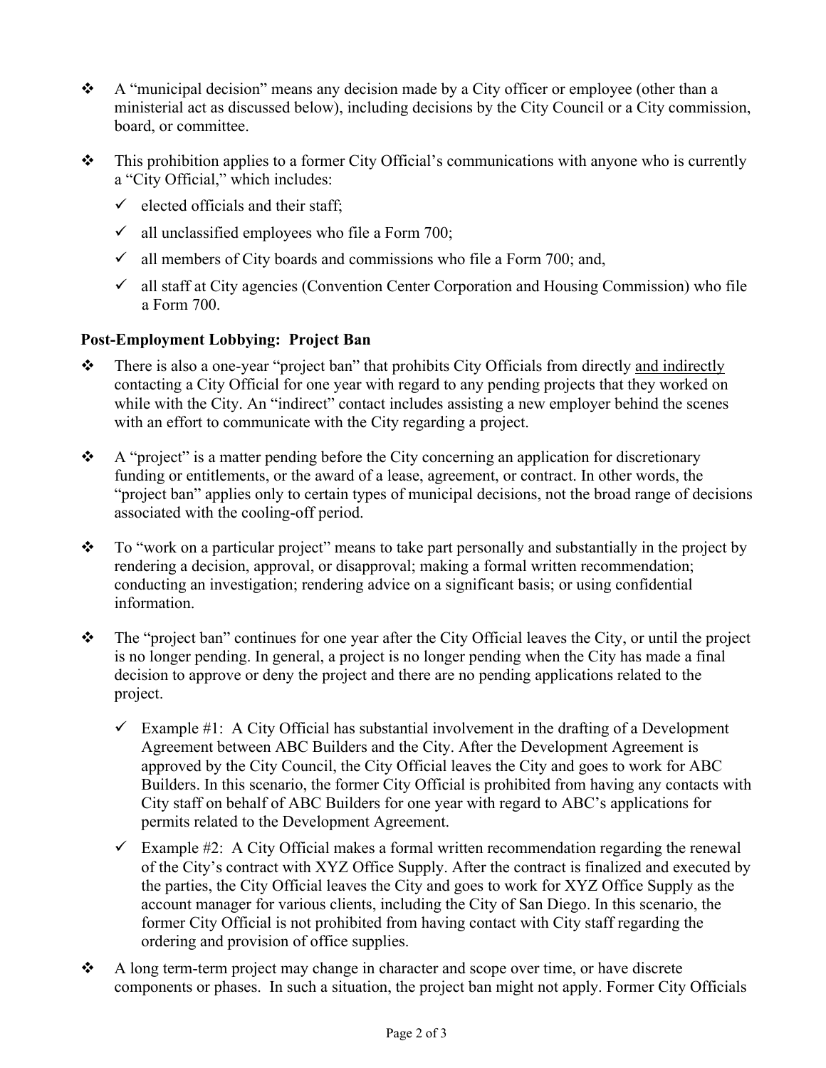- A "municipal decision" means any decision made by a City officer or employee (other than a ministerial act as discussed below), including decisions by the City Council or a City commission, board, or committee.

- This prohibition applies to a former City Official's communications with anyone who is currently a "City Official," which includes:
  - elected officials and their staff;
  - all unclassified employees who file a Form 700;
  - all members of City boards and commissions who file a Form 700; and,
  - all staff at City agencies (Convention Center Corporation and Housing Commission) who file a Form 700.

**Post-Employment Lobbying: Project Ban**

- There is also a one-year "project ban" that prohibits City Officials from directly and indirectly contacting a City Official for one year with regard to any pending projects that they worked on while with the City. An "indirect" contact includes assisting a new employer behind the scenes with an effort to communicate with the City regarding a project.

- A "project" is a matter pending before the City concerning an application for discretionary funding or entitlements, or the award of a lease, agreement, or contract. In other words, the "project ban" applies only to certain types of municipal decisions, not the broad range of decisions associated with the cooling-off period.

- To "work on a particular project" means to take part personally and substantially in the project by rendering a decision, approval, or disapproval; making a formal written recommendation; conducting an investigation; rendering advice on a significant basis; or using confidential information.

- The "project ban" continues for one year after the City Official leaves the City, or until the project is no longer pending. In general, a project is no longer pending when the City has made a final decision to approve or deny the project and there are no pending applications related to the project.
  - Example #1: A City Official has substantial involvement in the drafting of a Development Agreement between ABC Builders and the City. After the Development Agreement is approved by the City Council, the City Official leaves the City and goes to work for ABC Builders. In this scenario, the former City Official is prohibited from having any contacts with City staff on behalf of ABC Builders for one year with regard to ABC's applications for permits related to the Development Agreement.
  - Example #2: A City Official makes a formal written recommendation regarding the renewal of the City's contract with XYZ Office Supply. After the contract is finalized and executed by the parties, the City Official leaves the City and goes to work for XYZ Office Supply as the account manager for various clients, including the City of San Diego. In this scenario, the former City Official is not prohibited from having contact with City staff regarding the ordering and provision of office supplies.

- A long term-term project may change in character and scope over time, or have discrete components or phases. In such a situation, the project ban might not apply. Former City Officials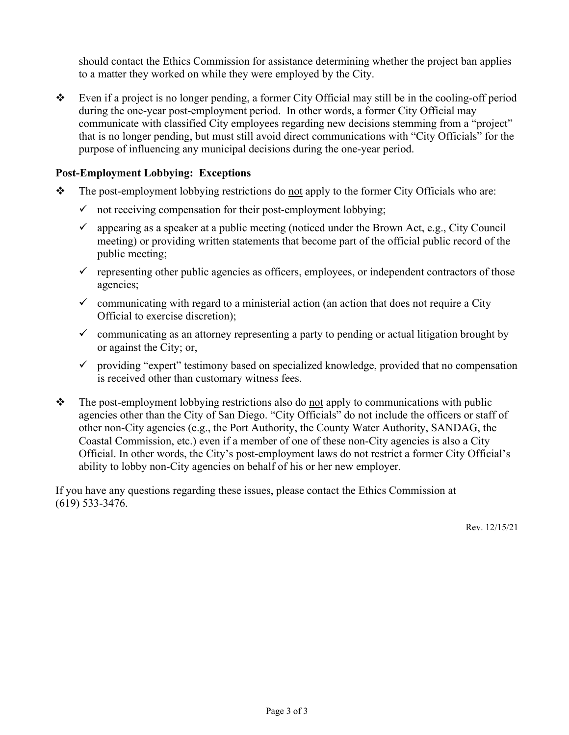should contact the Ethics Commission for assistance determining whether the project ban applies to a matter they worked on while they were employed by the City.

- Even if a project is no longer pending, a former City Official may still be in the cooling-off period during the one-year post-employment period. In other words, a former City Official may communicate with classified City employees regarding new decisions stemming from a "project" that is no longer pending, but must still avoid direct communications with "City Officials" for the purpose of influencing any municipal decisions during the one-year period.

**Post-Employment Lobbying: Exceptions**

- The post-employment lobbying restrictions do not apply to the former City Officials who are:
  - ✓ not receiving compensation for their post-employment lobbying;
  - ✓ appearing as a speaker at a public meeting (noticed under the Brown Act, e.g., City Council meeting) or providing written statements that become part of the official public record of the public meeting;
  - ✓ representing other public agencies as officers, employees, or independent contractors of those agencies;
  - ✓ communicating with regard to a ministerial action (an action that does not require a City Official to exercise discretion);
  - ✓ communicating as an attorney representing a party to pending or actual litigation brought by or against the City; or,
  - ✓ providing "expert" testimony based on specialized knowledge, provided that no compensation is received other than customary witness fees.

- The post-employment lobbying restrictions also do not apply to communications with public agencies other than the City of San Diego. "City Officials" do not include the officers or staff of other non-City agencies (e.g., the Port Authority, the County Water Authority, SANDAG, the Coastal Commission, etc.) even if a member of one of these non-City agencies is also a City Official. In other words, the City's post-employment laws do not restrict a former City Official's ability to lobby non-City agencies on behalf of his or her new employer.

If you have any questions regarding these issues, please contact the Ethics Commission at (619) 533-3476.

Rev. 12/15/21